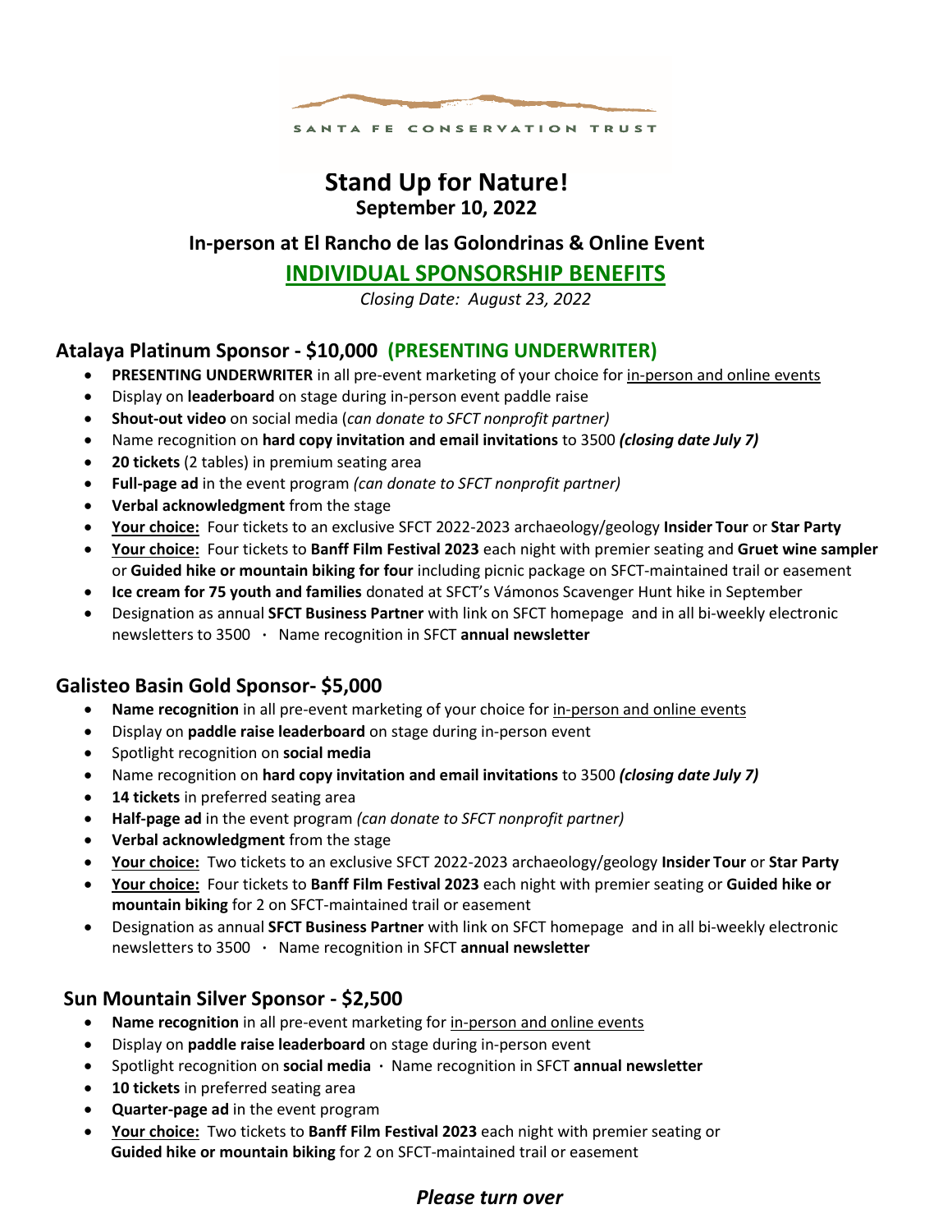SANTA FE CONSERVATION TRUST

# Stand Up for Nature!

**September 10, 2022**

**In-person at El Rancho de las Golondrinas & Online Event**

## INDIVIDUAL SPONSORSHIP BENEFITS

*Closing Date: August 23, 2022*

### Atalaya Platinum Sponsor - $10,000 (PRESENTING UNDERWRITER)

- **PRESENTING UNDERWRITER** in all pre-event marketing of your choice for in-person and online events
- Display on **leaderboard** on stage during in-person event paddle raise
- **Shout-out video** on social media (*can donate to SFCT nonprofit partner)*
- Name recognition on **hard copy invitation and email invitations** to 3500 ***(closing date July 7)***
- **20 tickets** (2 tables) in premium seating area
- **Full-page ad** in the event program *(can donate to SFCT nonprofit partner)*
- **Verbal acknowledgment** from the stage
- **Your choice:** Four tickets to an exclusive SFCT 2022-2023 archaeology/geology **Insider Tour** or **Star Party**
- **Your choice:** Four tickets to **Banff Film Festival 2023** each night with premier seating and **Gruet wine sampler** or **Guided hike or mountain biking for four** including picnic package on SFCT-maintained trail or easement
- **Ice cream for 75 youth and families** donated at SFCT's Vámonos Scavenger Hunt hike in September
- Designation as annual **SFCT Business Partner** with link on SFCT homepage and in all bi-weekly electronic newsletters to 3500 · Name recognition in SFCT **annual newsletter**

### Galisteo Basin Gold Sponsor- $5,000

- **Name recognition** in all pre-event marketing of your choice for in-person and online events
- Display on **paddle raise leaderboard** on stage during in-person event
- Spotlight recognition on **social media**
- Name recognition on **hard copy invitation and email invitations** to 3500 ***(closing date July 7)***
- **14 tickets** in preferred seating area
- **Half-page ad** in the event program *(can donate to SFCT nonprofit partner)*
- **Verbal acknowledgment** from the stage
- **Your choice:** Two tickets to an exclusive SFCT 2022-2023 archaeology/geology **Insider Tour** or **Star Party**
- **Your choice:** Four tickets to **Banff Film Festival 2023** each night with premier seating or **Guided hike or mountain biking** for 2 on SFCT-maintained trail or easement
- Designation as annual **SFCT Business Partner** with link on SFCT homepage and in all bi-weekly electronic newsletters to 3500 · Name recognition in SFCT **annual newsletter**

### Sun Mountain Silver Sponsor - $2,500

- **Name recognition** in all pre-event marketing for in-person and online events
- Display on **paddle raise leaderboard** on stage during in-person event
- Spotlight recognition on **social media** · Name recognition in SFCT **annual newsletter**
- **10 tickets** in preferred seating area
- **Quarter-page ad** in the event program
- **Your choice:** Two tickets to **Banff Film Festival 2023** each night with premier seating or **Guided hike or mountain biking** for 2 on SFCT-maintained trail or easement

***Please turn over***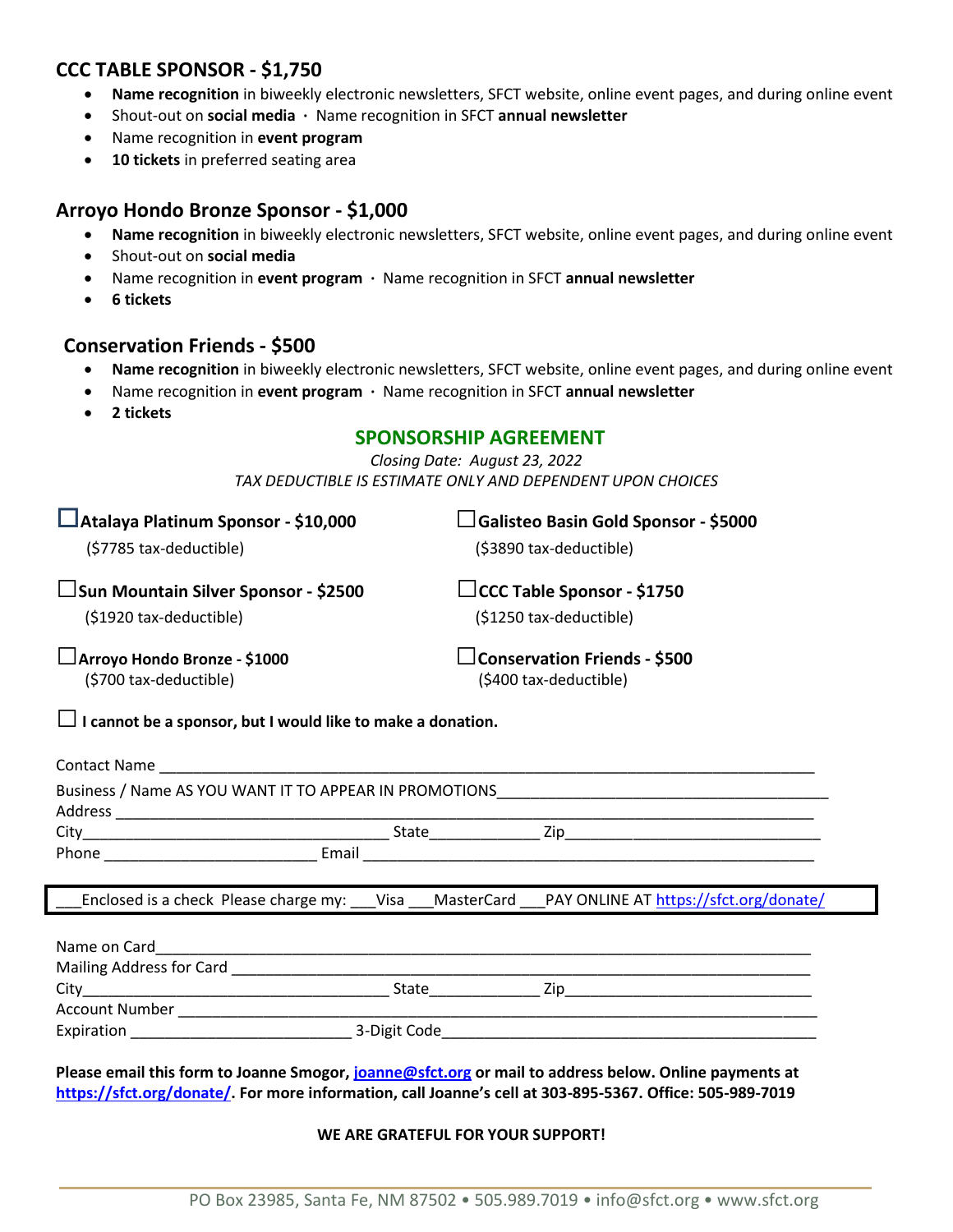## CCC TABLE SPONSOR - $1,750

- **Name recognition** in biweekly electronic newsletters, SFCT website, online event pages, and during online event
- Shout-out on **social media** · Name recognition in SFCT **annual newsletter**
- Name recognition in **event program**
- **10 tickets** in preferred seating area

## Arroyo Hondo Bronze Sponsor - $1,000

- **Name recognition** in biweekly electronic newsletters, SFCT website, online event pages, and during online event
- Shout-out on **social media**
- Name recognition in **event program** · Name recognition in SFCT **annual newsletter**
- **6 tickets**

## Conservation Friends - $500

- **Name recognition** in biweekly electronic newsletters, SFCT website, online event pages, and during online event
- Name recognition in **event program** · Name recognition in SFCT **annual newsletter**
- **2 tickets**

## SPONSORSHIP AGREEMENT

*Closing Date: August 23, 2022*

*TAX DEDUCTIBLE IS ESTIMATE ONLY AND DEPENDENT UPON CHOICES*

☐ **Atalaya Platinum Sponsor - $10,000** ($7785 tax-deductible)

☐ **Galisteo Basin Gold Sponsor - $5000** ($3890 tax-deductible)

☐ **Sun Mountain Silver Sponsor - $2500** ($1920 tax-deductible)

☐ **CCC Table Sponsor - $1750** ($1250 tax-deductible)

☐ **Arroyo Hondo Bronze - $1000** ($700 tax-deductible)

☐ **Conservation Friends - $500** ($400 tax-deductible)

☐ **I cannot be a sponsor, but I would like to make a donation.**

Contact Name ____________________________________________

Business / Name AS YOU WANT IT TO APPEAR IN PROMOTIONS____________________

Address ____________________________________________

City____________________ State__________ Zip____________________

Phone ____________________ Email ____________________________

___Enclosed is a check Please charge my: ___Visa ___MasterCard ___PAY ONLINE AT https://sfct.org/donate/

Name on Card____________________________________________

Mailing Address for Card ____________________________________________

City____________________ State__________ Zip____________________

Account Number ____________________________________________

Expiration ____________________ 3-Digit Code____________________

**Please email this form to Joanne Smogor, joanne@sfct.org or mail to address below. Online payments at https://sfct.org/donate/. For more information, call Joanne's cell at 303-895-5367. Office: 505-989-7019**

**WE ARE GRATEFUL FOR YOUR SUPPORT!**

PO Box 23985, Santa Fe, NM 87502 • 505.989.7019 • info@sfct.org • www.sfct.org